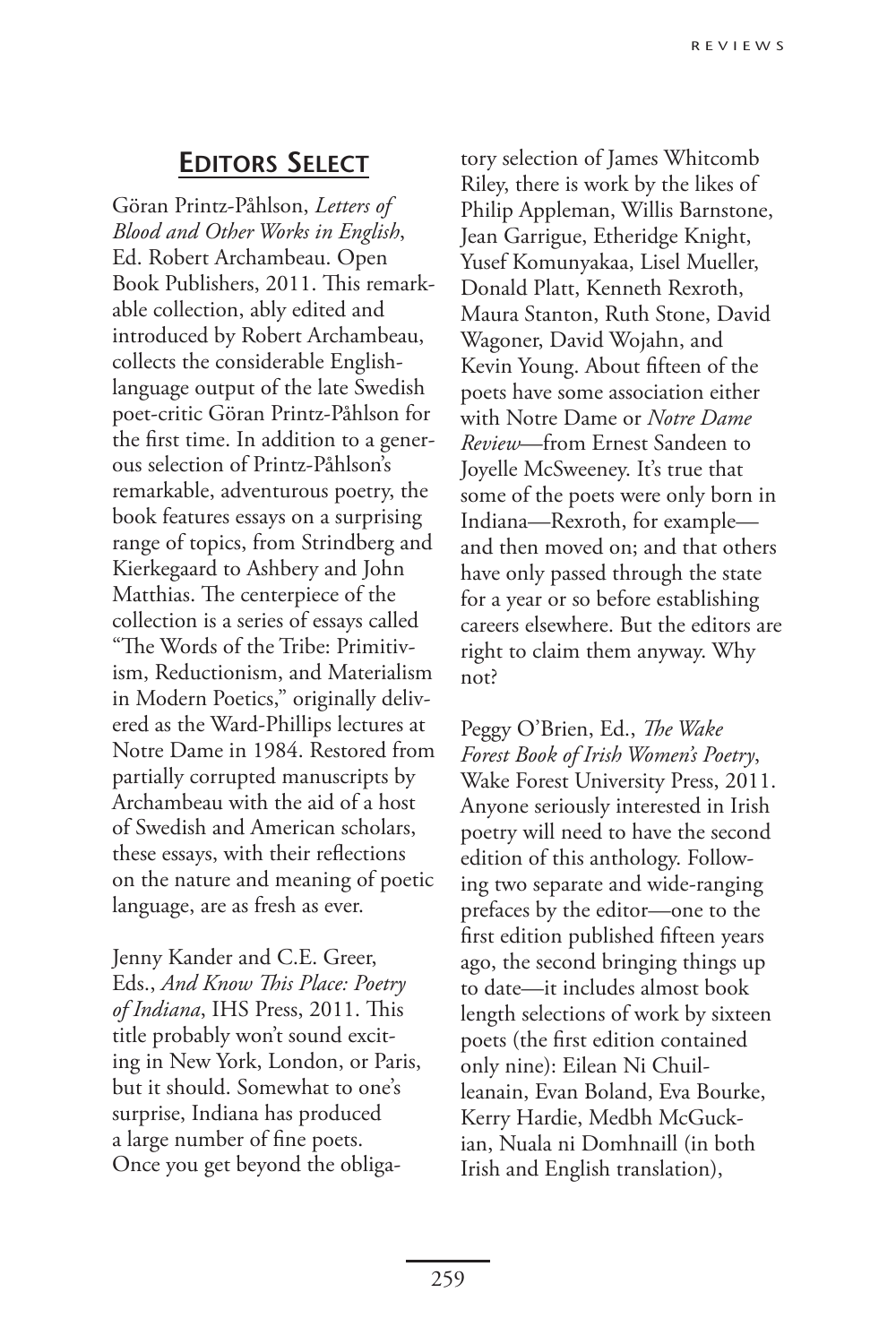## Editors Select

Göran Printz-Påhlson, *Letters of Blood and Other Works in English*, Ed. Robert Archambeau. Open Book Publishers, 2011. This remarkable collection, ably edited and introduced by Robert Archambeau, collects the considerable English-language output of the late Swedish poet-critic Göran Printz-Påhlson for the first time. In addition to a generous selection of Printz-Påhlson's remarkable, adventurous poetry, the book features essays on a surprising range of topics, from Strindberg and Kierkegaard to Ashbery and John Matthias. The centerpiece of the collection is a series of essays called "The Words of the Tribe: Primitivism, Reductionism, and Materialism in Modern Poetics," originally delivered as the Ward-Phillips lectures at Notre Dame in 1984. Restored from partially corrupted manuscripts by Archambeau with the aid of a host of Swedish and American scholars, these essays, with their reflections on the nature and meaning of poetic language, are as fresh as ever.

Jenny Kander and C.E. Greer, Eds., *And Know This Place: Poetry of Indiana*, IHS Press, 2011. This title probably won't sound exciting in New York, London, or Paris, but it should. Somewhat to one's surprise, Indiana has produced a large number of fine poets. Once you get beyond the obligatory selection of James Whitcomb Riley, there is work by the likes of Philip Appleman, Willis Barnstone, Jean Garrigue, Etheridge Knight, Yusef Komunyakaa, Lisel Mueller, Donald Platt, Kenneth Rexroth, Maura Stanton, Ruth Stone, David Wagoner, David Wojahn, and Kevin Young. About fifteen of the poets have some association either with Notre Dame or *Notre Dame Review*—from Ernest Sandeen to Joyelle McSweeney. It's true that some of the poets were only born in Indiana—Rexroth, for example—and then moved on; and that others have only passed through the state for a year or so before establishing careers elsewhere. But the editors are right to claim them anyway. Why not?

Peggy O'Brien, Ed., *The Wake Forest Book of Irish Women's Poetry*, Wake Forest University Press, 2011. Anyone seriously interested in Irish poetry will need to have the second edition of this anthology. Following two separate and wide-ranging prefaces by the editor—one to the first edition published fifteen years ago, the second bringing things up to date—it includes almost book length selections of work by sixteen poets (the first edition contained only nine): Eilean Ni Chuilleanain, Evan Boland, Eva Bourke, Kerry Hardie, Medbh McGuckian, Nuala ni Domhnaill (in both Irish and English translation),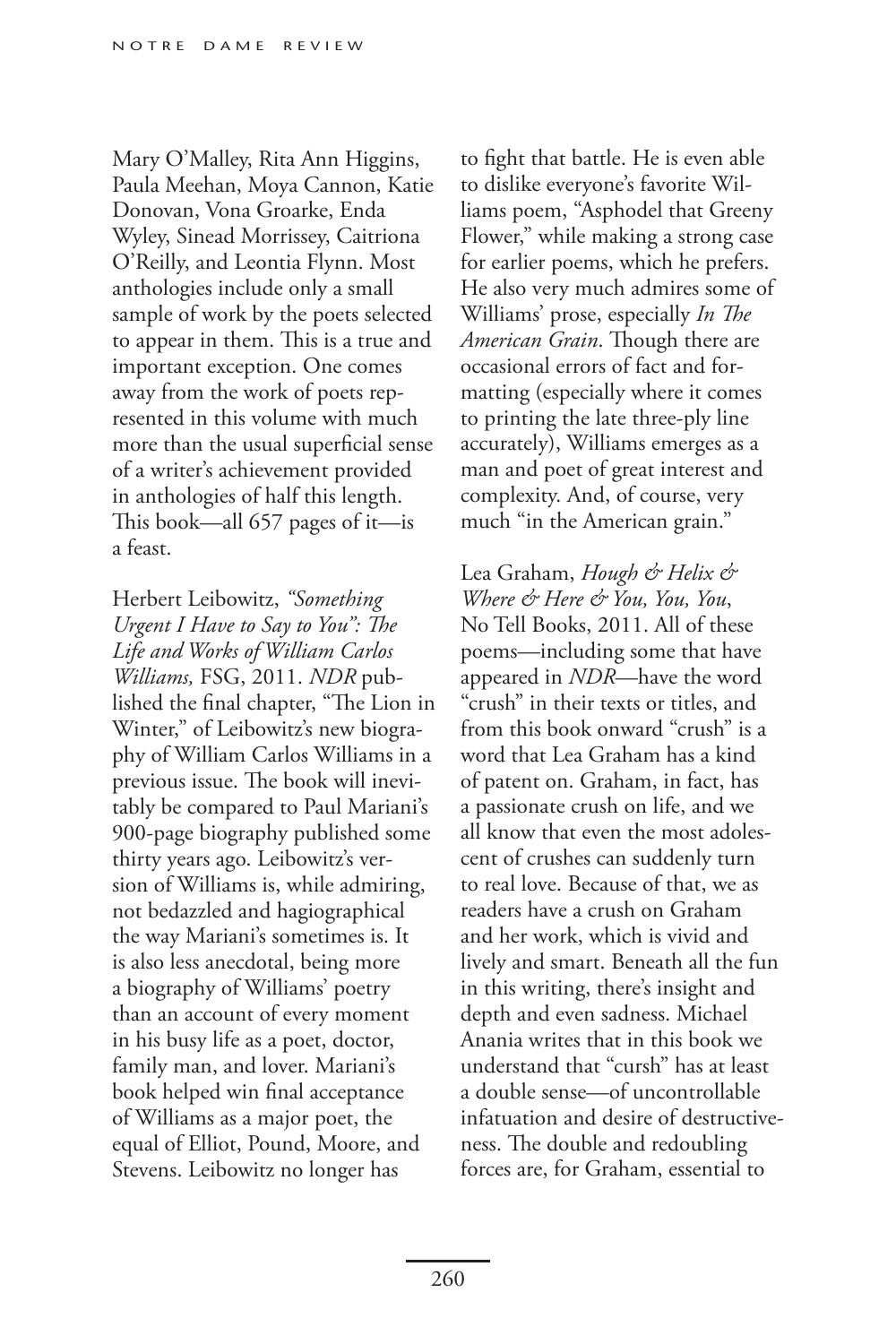Mary O'Malley, Rita Ann Higgins, Paula Meehan, Moya Cannon, Katie Donovan, Vona Groarke, Enda Wyley, Sinead Morrissey, Caitriona O'Reilly, and Leontia Flynn. Most anthologies include only a small sample of work by the poets selected to appear in them. This is a true and important exception. One comes away from the work of poets represented in this volume with much more than the usual superficial sense of a writer's achievement provided in anthologies of half this length. This book—all 657 pages of it—is a feast.

Herbert Leibowitz, *"Something Urgent I Have to Say to You": The Life and Works of William Carlos Williams,* FSG, 2011. *NDR* published the final chapter, "The Lion in Winter," of Leibowitz's new biography of William Carlos Williams in a previous issue. The book will inevitably be compared to Paul Mariani's 900-page biography published some thirty years ago. Leibowitz's version of Williams is, while admiring, not bedazzled and hagiographical the way Mariani's sometimes is. It is also less anecdotal, being more a biography of Williams' poetry than an account of every moment in his busy life as a poet, doctor, family man, and lover. Mariani's book helped win final acceptance of Williams as a major poet, the equal of Elliot, Pound, Moore, and Stevens. Leibowitz no longer has to fight that battle. He is even able to dislike everyone's favorite Williams poem, "Asphodel that Greeny Flower," while making a strong case for earlier poems, which he prefers. He also very much admires some of Williams' prose, especially *In The American Grain*. Though there are occasional errors of fact and formatting (especially where it comes to printing the late three-ply line accurately), Williams emerges as a man and poet of great interest and complexity. And, of course, very much "in the American grain."

Lea Graham, *Hough & Helix & Where & Here & You, You, You*, No Tell Books, 2011. All of these poems—including some that have appeared in *NDR*—have the word "crush" in their texts or titles, and from this book onward "crush" is a word that Lea Graham has a kind of patent on. Graham, in fact, has a passionate crush on life, and we all know that even the most adolescent of crushes can suddenly turn to real love. Because of that, we as readers have a crush on Graham and her work, which is vivid and lively and smart. Beneath all the fun in this writing, there's insight and depth and even sadness. Michael Anania writes that in this book we understand that "cursh" has at least a double sense—of uncontrollable infatuation and desire of destructiveness. The double and redoubling forces are, for Graham, essential to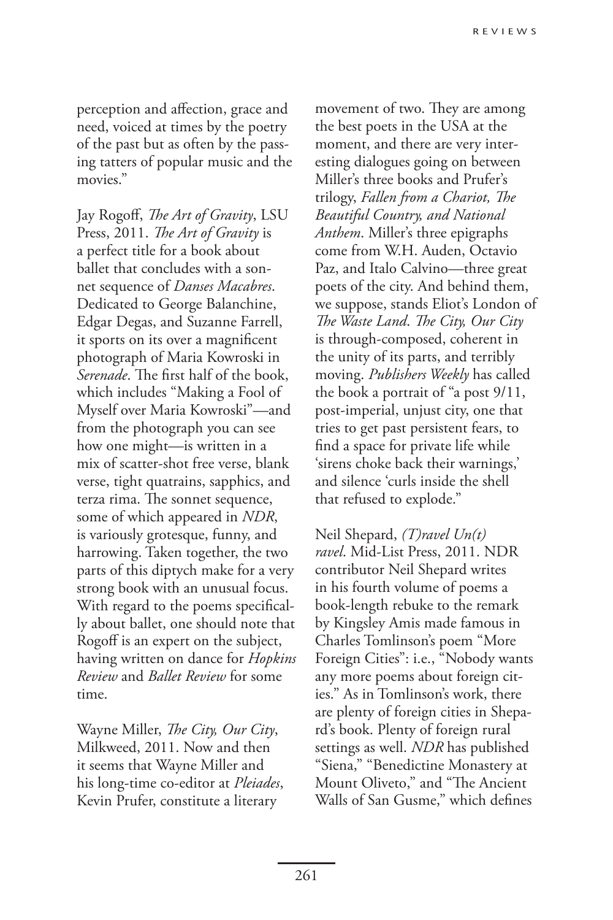perception and affection, grace and need, voiced at times by the poetry of the past but as often by the passing tatters of popular music and the movies."

Jay Rogoff, *The Art of Gravity*, LSU Press, 2011. *The Art of Gravity* is a perfect title for a book about ballet that concludes with a sonnet sequence of *Danses Macabres*. Dedicated to George Balanchine, Edgar Degas, and Suzanne Farrell, it sports on its over a magnificent photograph of Maria Kowroski in *Serenade*. The first half of the book, which includes "Making a Fool of Myself over Maria Kowroski"—and from the photograph you can see how one might—is written in a mix of scatter-shot free verse, blank verse, tight quatrains, sapphics, and terza rima. The sonnet sequence, some of which appeared in *NDR*, is variously grotesque, funny, and harrowing. Taken together, the two parts of this diptych make for a very strong book with an unusual focus. With regard to the poems specifically about ballet, one should note that Rogoff is an expert on the subject, having written on dance for *Hopkins Review* and *Ballet Review* for some time.

Wayne Miller, *The City, Our City*, Milkweed, 2011. Now and then it seems that Wayne Miller and his long-time co-editor at *Pleiades*, Kevin Prufer, constitute a literary movement of two. They are among the best poets in the USA at the moment, and there are very interesting dialogues going on between Miller's three books and Prufer's trilogy, *Fallen from a Chariot, The Beautiful Country, and National Anthem*. Miller's three epigraphs come from W.H. Auden, Octavio Paz, and Italo Calvino—three great poets of the city. And behind them, we suppose, stands Eliot's London of *The Waste Land*. *The City, Our City* is through-composed, coherent in the unity of its parts, and terribly moving. *Publishers Weekly* has called the book a portrait of "a post 9/11, post-imperial, unjust city, one that tries to get past persistent fears, to find a space for private life while 'sirens choke back their warnings,' and silence 'curls inside the shell that refused to explode."

Neil Shepard, *(T)ravel Un(t) ravel*. Mid-List Press, 2011. NDR contributor Neil Shepard writes in his fourth volume of poems a book-length rebuke to the remark by Kingsley Amis made famous in Charles Tomlinson's poem "More Foreign Cities": i.e., "Nobody wants any more poems about foreign cities." As in Tomlinson's work, there are plenty of foreign cities in Shepard's book. Plenty of foreign rural settings as well. *NDR* has published "Siena," "Benedictine Monastery at Mount Oliveto," and "The Ancient Walls of San Gusme," which defines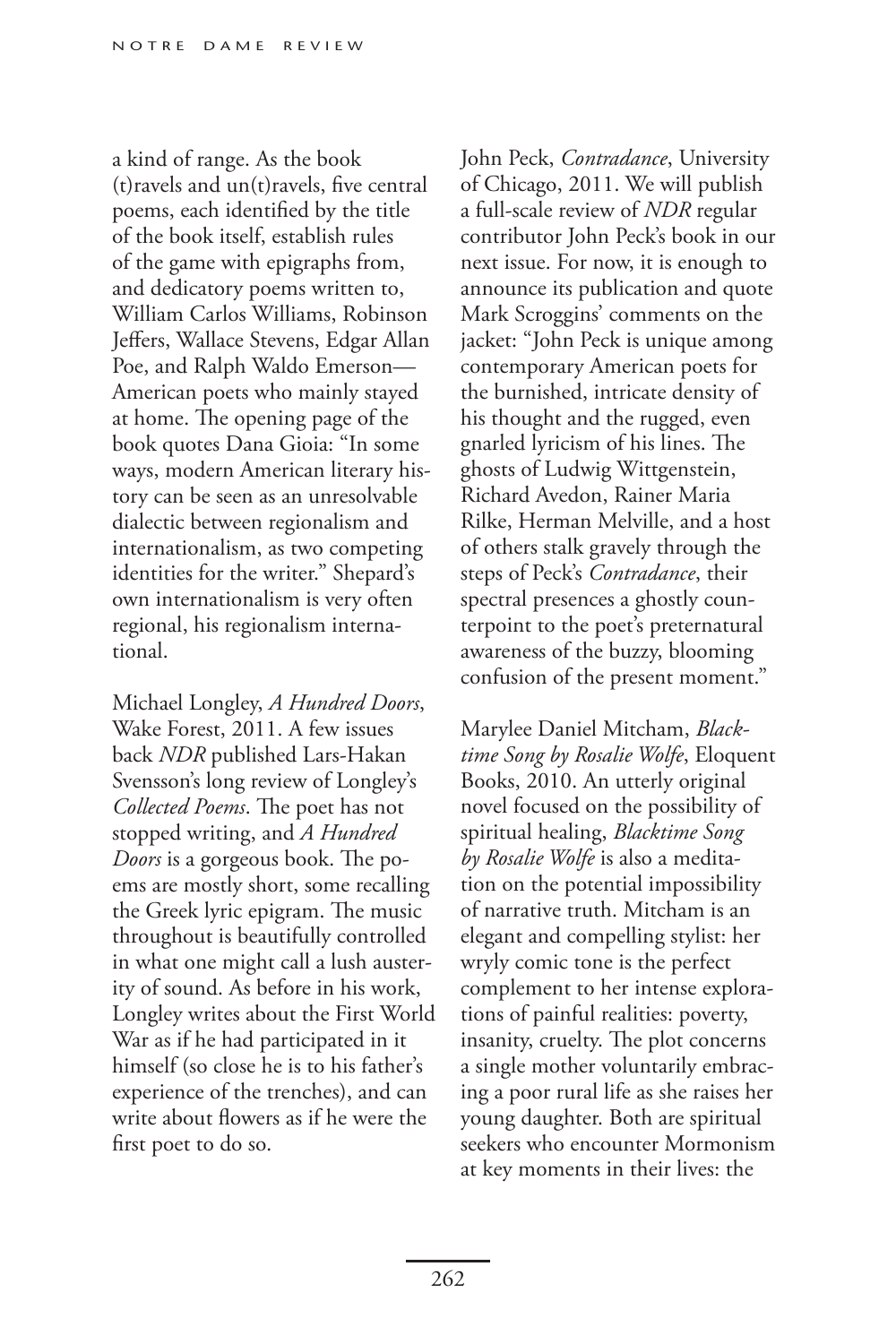a kind of range. As the book (t)ravels and un(t)ravels, five central poems, each identified by the title of the book itself, establish rules of the game with epigraphs from, and dedicatory poems written to, William Carlos Williams, Robinson Jeffers, Wallace Stevens, Edgar Allan Poe, and Ralph Waldo Emerson—American poets who mainly stayed at home. The opening page of the book quotes Dana Gioia: "In some ways, modern American literary history can be seen as an unresolvable dialectic between regionalism and internationalism, as two competing identities for the writer." Shepard's own internationalism is very often regional, his regionalism international.

Michael Longley, *A Hundred Doors*, Wake Forest, 2011. A few issues back *NDR* published Lars-Hakan Svensson's long review of Longley's *Collected Poems*. The poet has not stopped writing, and *A Hundred Doors* is a gorgeous book. The poems are mostly short, some recalling the Greek lyric epigram. The music throughout is beautifully controlled in what one might call a lush austerity of sound. As before in his work, Longley writes about the First World War as if he had participated in it himself (so close he is to his father's experience of the trenches), and can write about flowers as if he were the first poet to do so.

John Peck, *Contradance*, University of Chicago, 2011. We will publish a full-scale review of *NDR* regular contributor John Peck's book in our next issue. For now, it is enough to announce its publication and quote Mark Scroggins' comments on the jacket: "John Peck is unique among contemporary American poets for the burnished, intricate density of his thought and the rugged, even gnarled lyricism of his lines. The ghosts of Ludwig Wittgenstein, Richard Avedon, Rainer Maria Rilke, Herman Melville, and a host of others stalk gravely through the steps of Peck's *Contradance*, their spectral presences a ghostly counterpoint to the poet's preternatural awareness of the buzzy, blooming confusion of the present moment."

Marylee Daniel Mitcham, *Blacktime Song by Rosalie Wolfe*, Eloquent Books, 2010. An utterly original novel focused on the possibility of spiritual healing, *Blacktime Song by Rosalie Wolfe* is also a meditation on the potential impossibility of narrative truth. Mitcham is an elegant and compelling stylist: her wryly comic tone is the perfect complement to her intense explorations of painful realities: poverty, insanity, cruelty. The plot concerns a single mother voluntarily embracing a poor rural life as she raises her young daughter. Both are spiritual seekers who encounter Mormonism at key moments in their lives: the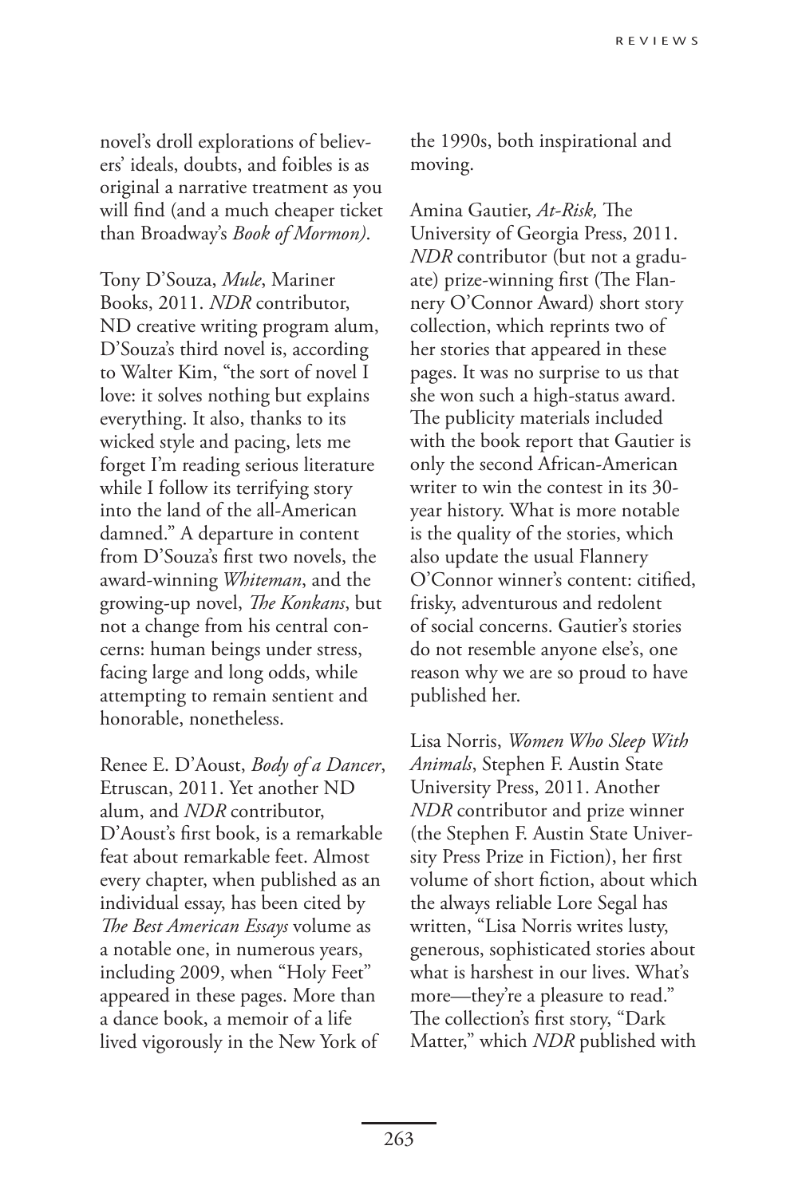novel's droll explorations of believers' ideals, doubts, and foibles is as original a narrative treatment as you will find (and a much cheaper ticket than Broadway's *Book of Mormon)*.

Tony D'Souza, *Mule*, Mariner Books, 2011. *NDR* contributor, ND creative writing program alum, D'Souza's third novel is, according to Walter Kim, "the sort of novel I love: it solves nothing but explains everything. It also, thanks to its wicked style and pacing, lets me forget I'm reading serious literature while I follow its terrifying story into the land of the all-American damned." A departure in content from D'Souza's first two novels, the award-winning *Whiteman*, and the growing-up novel, *The Konkans*, but not a change from his central concerns: human beings under stress, facing large and long odds, while attempting to remain sentient and honorable, nonetheless.

Renee E. D'Aoust, *Body of a Dancer*, Etruscan, 2011. Yet another ND alum, and *NDR* contributor, D'Aoust's first book, is a remarkable feat about remarkable feet. Almost every chapter, when published as an individual essay, has been cited by *The Best American Essays* volume as a notable one, in numerous years, including 2009, when "Holy Feet" appeared in these pages. More than a dance book, a memoir of a life lived vigorously in the New York of the 1990s, both inspirational and moving.

Amina Gautier, *At-Risk,* The University of Georgia Press, 2011. *NDR* contributor (but not a graduate) prize-winning first (The Flannery O'Connor Award) short story collection, which reprints two of her stories that appeared in these pages. It was no surprise to us that she won such a high-status award. The publicity materials included with the book report that Gautier is only the second African-American writer to win the contest in its 30-year history. What is more notable is the quality of the stories, which also update the usual Flannery O'Connor winner's content: citified, frisky, adventurous and redolent of social concerns. Gautier's stories do not resemble anyone else's, one reason why we are so proud to have published her.

Lisa Norris, *Women Who Sleep With Animals*, Stephen F. Austin State University Press, 2011. Another *NDR* contributor and prize winner (the Stephen F. Austin State University Press Prize in Fiction), her first volume of short fiction, about which the always reliable Lore Segal has written, "Lisa Norris writes lusty, generous, sophisticated stories about what is harshest in our lives. What's more—they're a pleasure to read." The collection's first story, "Dark Matter," which *NDR* published with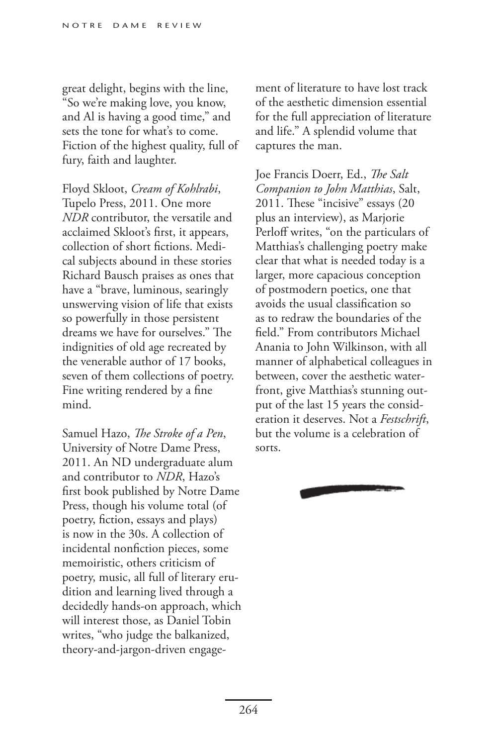great delight, begins with the line, "So we're making love, you know, and Al is having a good time," and sets the tone for what's to come. Fiction of the highest quality, full of fury, faith and laughter.

Floyd Skloot, *Cream of Kohlrabi*, Tupelo Press, 2011. One more *NDR* contributor, the versatile and acclaimed Skloot's first, it appears, collection of short fictions. Medical subjects abound in these stories Richard Bausch praises as ones that have a "brave, luminous, searingly unswerving vision of life that exists so powerfully in those persistent dreams we have for ourselves." The indignities of old age recreated by the venerable author of 17 books, seven of them collections of poetry. Fine writing rendered by a fine mind.

Samuel Hazo, *The Stroke of a Pen*, University of Notre Dame Press, 2011. An ND undergraduate alum and contributor to *NDR*, Hazo's first book published by Notre Dame Press, though his volume total (of poetry, fiction, essays and plays) is now in the 30s. A collection of incidental nonfiction pieces, some memoiristic, others criticism of poetry, music, all full of literary erudition and learning lived through a decidedly hands-on approach, which will interest those, as Daniel Tobin writes, "who judge the balkanized, theory-and-jargon-driven engagement of literature to have lost track of the aesthetic dimension essential for the full appreciation of literature and life." A splendid volume that captures the man.

Joe Francis Doerr, Ed., *The Salt Companion to John Matthias*, Salt, 2011. These "incisive" essays (20 plus an interview), as Marjorie Perloff writes, "on the particulars of Matthias's challenging poetry make clear that what is needed today is a larger, more capacious conception of postmodern poetics, one that avoids the usual classification so as to redraw the boundaries of the field." From contributors Michael Anania to John Wilkinson, with all manner of alphabetical colleagues in between, cover the aesthetic waterfront, give Matthias's stunning output of the last 15 years the consideration it deserves. Not a *Festschrift*, but the volume is a celebration of sorts.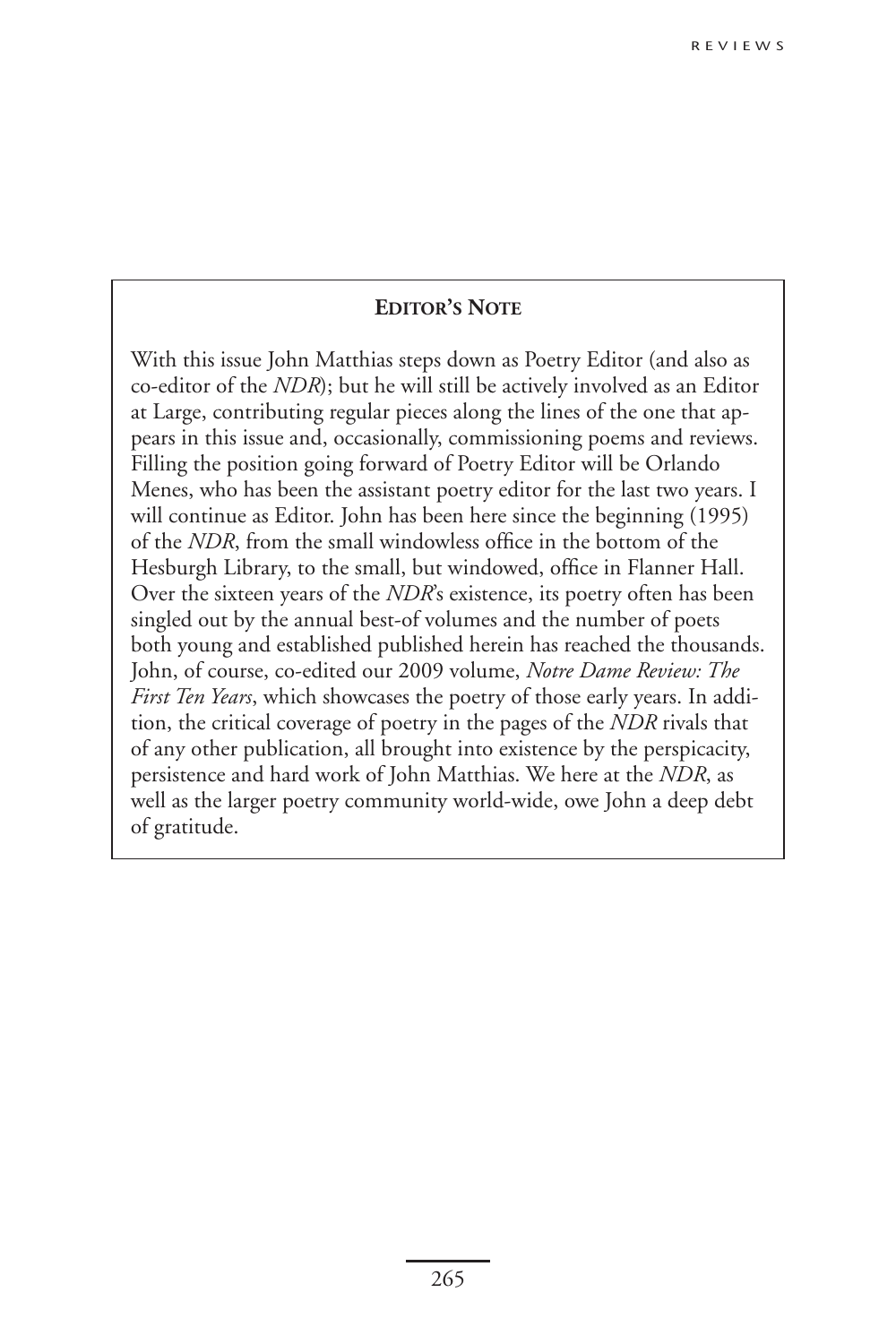## Editor's Note

With this issue John Matthias steps down as Poetry Editor (and also as co-editor of the *NDR*); but he will still be actively involved as an Editor at Large, contributing regular pieces along the lines of the one that appears in this issue and, occasionally, commissioning poems and reviews. Filling the position going forward of Poetry Editor will be Orlando Menes, who has been the assistant poetry editor for the last two years. I will continue as Editor. John has been here since the beginning (1995) of the *NDR*, from the small windowless office in the bottom of the Hesburgh Library, to the small, but windowed, office in Flanner Hall. Over the sixteen years of the *NDR*'s existence, its poetry often has been singled out by the annual best-of volumes and the number of poets both young and established published herein has reached the thousands. John, of course, co-edited our 2009 volume, *Notre Dame Review: The First Ten Years*, which showcases the poetry of those early years. In addition, the critical coverage of poetry in the pages of the *NDR* rivals that of any other publication, all brought into existence by the perspicacity, persistence and hard work of John Matthias. We here at the *NDR*, as well as the larger poetry community world-wide, owe John a deep debt of gratitude.